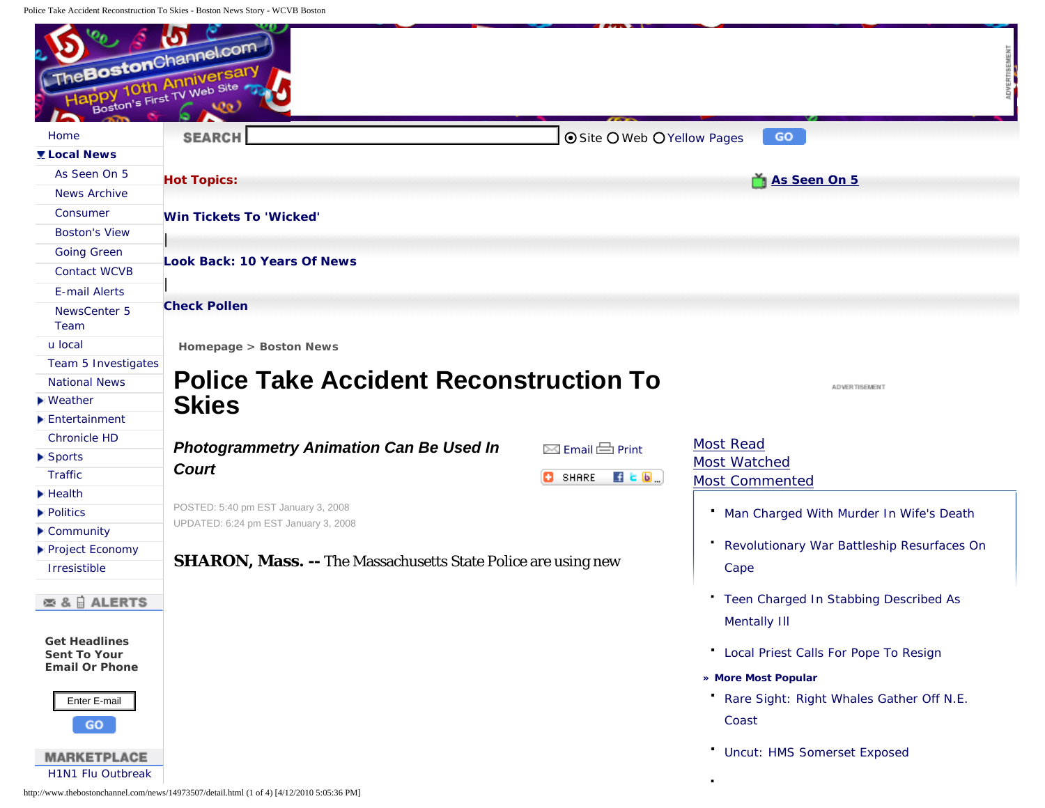Home

Local News

- As Seen On 5
- News Archive
- Consumer
- Boston's View
- Going Green
- Contact WCVB
- E-mail Alerts
- NewsCenter 5 Team

u local

Team 5 Investigates

National News

Weather

Entertainment

Chronicle HD

Sports

Traffic

Health

Politics

Community

Project Economy

Irresistible

ALERTS

**Get Headlines Sent To Your Email Or Phone**

Enter E-mail

GO

MARKETPLACE

H1N1 Flu Outbreak

SEARCH Site Web Yellow Pages GO

**Hot Topics:**

**As Seen On 5**

**Win Tickets To 'Wicked'**

|

**Look Back: 10 Years Of News**

|

**Check Pollen**

Homepage > Boston News

# Police Take Accident Reconstruction To Skies

***Photogrammetry Animation Can Be Used In Court***

Email Print

SHARE

POSTED: 5:40 pm EST January 3, 2008
UPDATED: 6:24 pm EST January 3, 2008

**SHARON, Mass. --** The Massachusetts State Police are using new

ADVERTISEMENT

Most Read
Most Watched
Most Commented

- Man Charged With Murder In Wife's Death
- Revolutionary War Battleship Resurfaces On Cape
- Teen Charged In Stabbing Described As Mentally Ill
- Local Priest Calls For Pope To Resign

» More Most Popular

- Rare Sight: Right Whales Gather Off N.E. Coast
- Uncut: HMS Somerset Exposed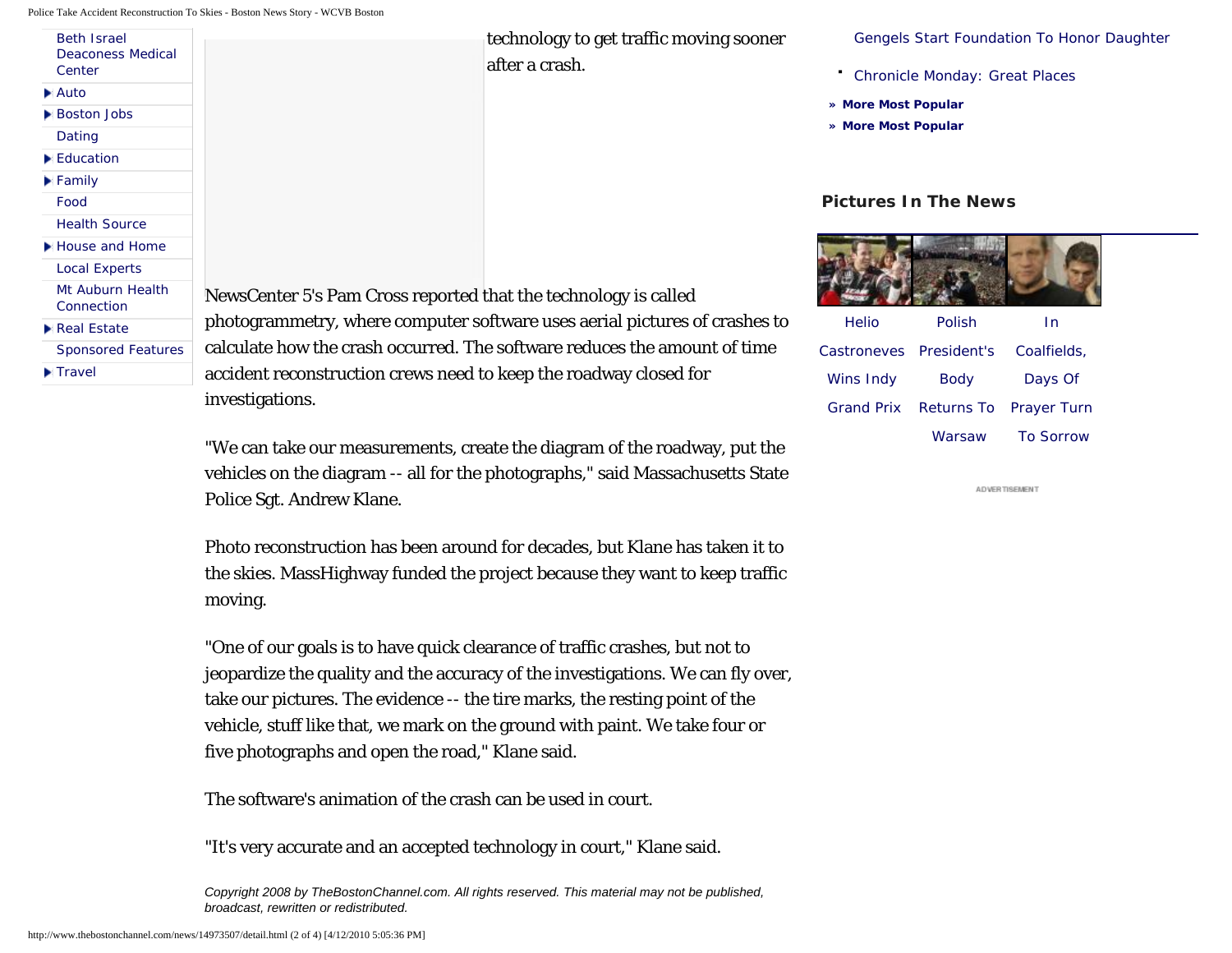- Beth Israel Deaconess Medical Center
- Auto
- Boston Jobs
- Dating
- Education
- Family
- Food
- Health Source
- House and Home
- Local Experts
- Mt Auburn Health Connection
- Real Estate
- Sponsored Features
- Travel

technology to get traffic moving sooner after a crash.

NewsCenter 5's Pam Cross reported that the technology is called photogrammetry, where computer software uses aerial pictures of crashes to calculate how the crash occurred. The software reduces the amount of time accident reconstruction crews need to keep the roadway closed for investigations.

"We can take our measurements, create the diagram of the roadway, put the vehicles on the diagram -- all for the photographs," said Massachusetts State Police Sgt. Andrew Klane.

Photo reconstruction has been around for decades, but Klane has taken it to the skies. MassHighway funded the project because they want to keep traffic moving.

"One of our goals is to have quick clearance of traffic crashes, but not to jeopardize the quality and the accuracy of the investigations. We can fly over, take our pictures. The evidence -- the tire marks, the resting point of the vehicle, stuff like that, we mark on the ground with paint. We take four or five photographs and open the road," Klane said.

The software's animation of the crash can be used in court.

"It's very accurate and an accepted technology in court," Klane said.

*Copyright 2008 by TheBostonChannel.com. All rights reserved. This material may not be published, broadcast, rewritten or redistributed.*

Gengels Start Foundation To Honor Daughter

- Chronicle Monday: Great Places

**» More Most Popular**

**» More Most Popular**

### Pictures In The News

Helio Castroneves Wins Indy Grand Prix

Polish President's Body Returns To Warsaw

In Coalfields, Days Of Prayer Turn To Sorrow

ADVERTISEMENT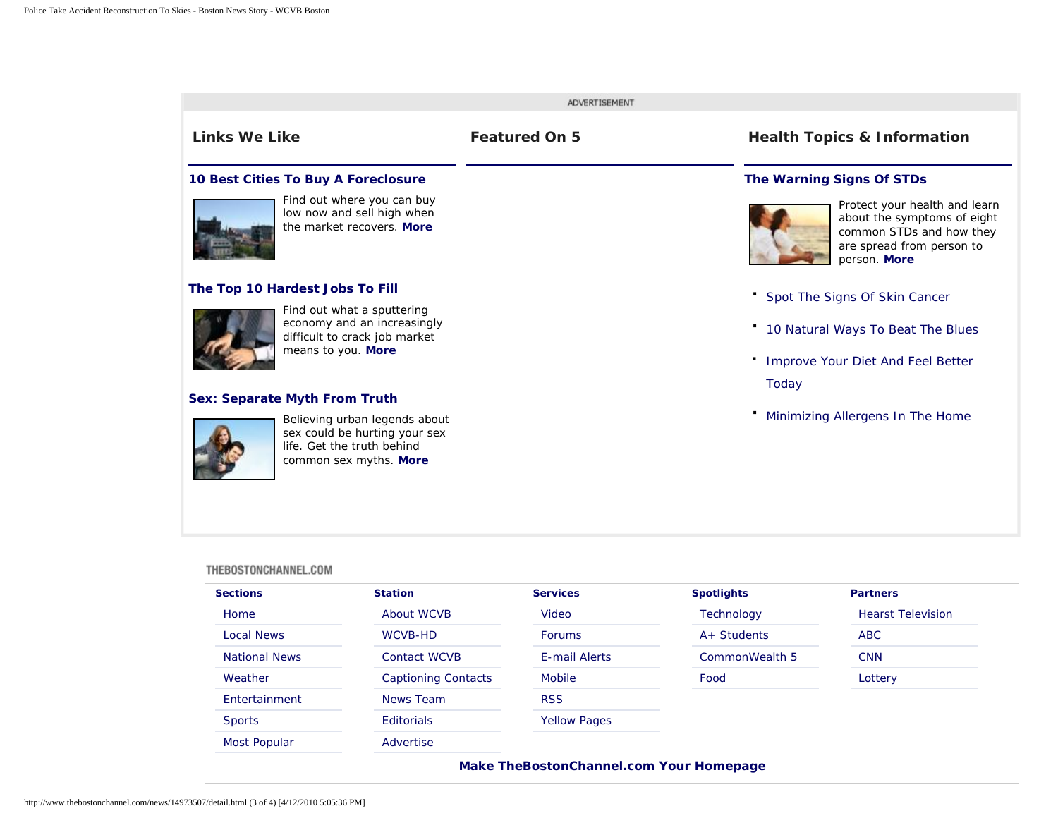ADVERTISEMENT

## Links We Like

### 10 Best Cities To Buy A Foreclosure

Find out where you can buy low now and sell high when the market recovers. **More**

### The Top 10 Hardest Jobs To Fill

Find out what a sputtering economy and an increasingly difficult to crack job market means to you. **More**

### Sex: Separate Myth From Truth

Believing urban legends about sex could be hurting your sex life. Get the truth behind common sex myths. **More**

## Featured On 5

## Health Topics & Information

### The Warning Signs Of STDs

Protect your health and learn about the symptoms of eight common STDs and how they are spread from person to person. **More**

- Spot The Signs Of Skin Cancer
- 10 Natural Ways To Beat The Blues
- Improve Your Diet And Feel Better Today
- Minimizing Allergens In The Home

THEBOSTONCHANNEL.COM

| Sections | Station | Services | Spotlights | Partners |
|---|---|---|---|---|
| Home | About WCVB | Video | Technology | Hearst Television |
| Local News | WCVB-HD | Forums | A+ Students | ABC |
| National News | Contact WCVB | E-mail Alerts | CommonWealth 5 | CNN |
| Weather | Captioning Contacts | Mobile | Food | Lottery |
| Entertainment | News Team | RSS | | |
| Sports | Editorials | Yellow Pages | | |
| Most Popular | Advertise | | | |

**Make TheBostonChannel.com Your Homepage**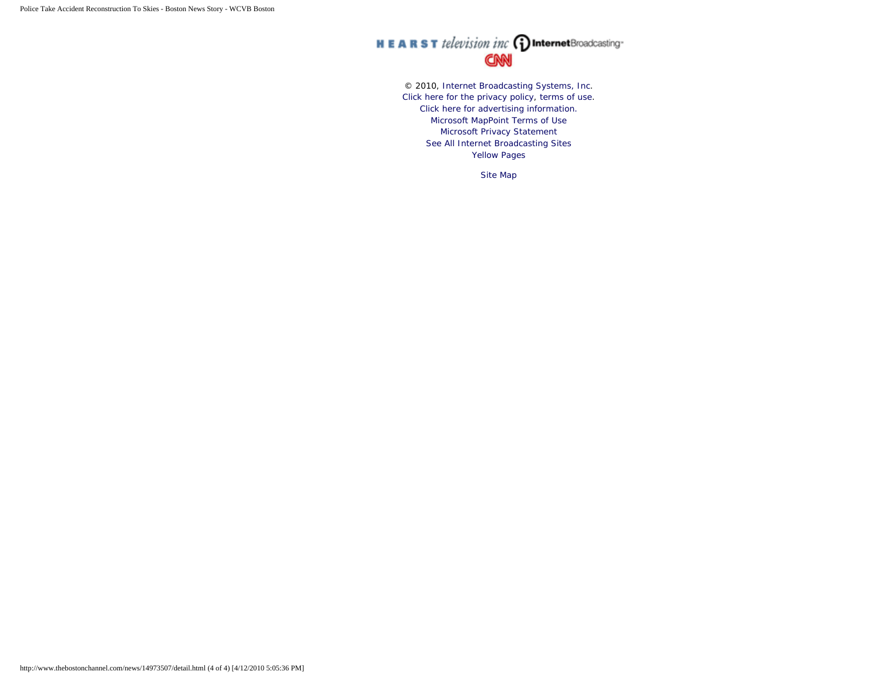HEARST television inc InternetBroadcasting CNN

© 2010, Internet Broadcasting Systems, Inc.
Click here for the privacy policy, terms of use.
Click here for advertising information.
Microsoft MapPoint Terms of Use
Microsoft Privacy Statement
See All Internet Broadcasting Sites
Yellow Pages

Site Map